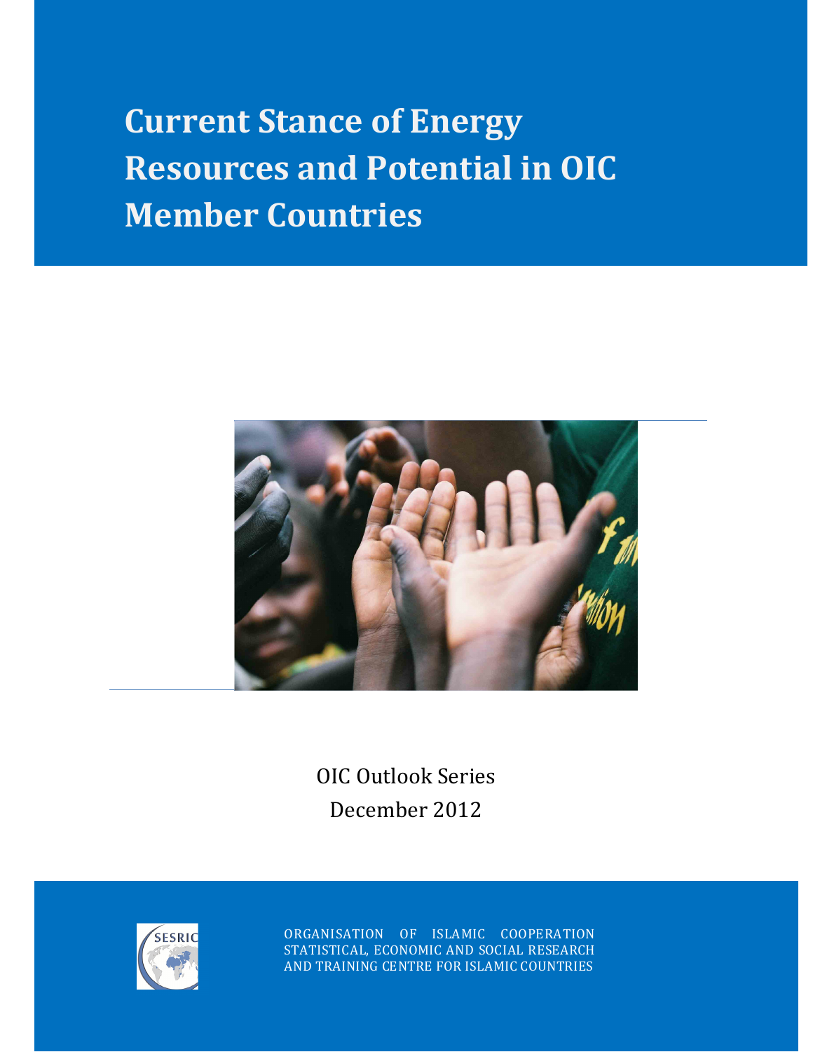# Current Stance of Energy Resources and Potential in OIC Member Countries

OIC Outlook Series

December 2012

ORGANISATION OF ISLAMIC COOPERATION
STATISTICAL, ECONOMIC AND SOCIAL RESEARCH
AND TRAINING CENTRE FOR ISLAMIC COUNTRIES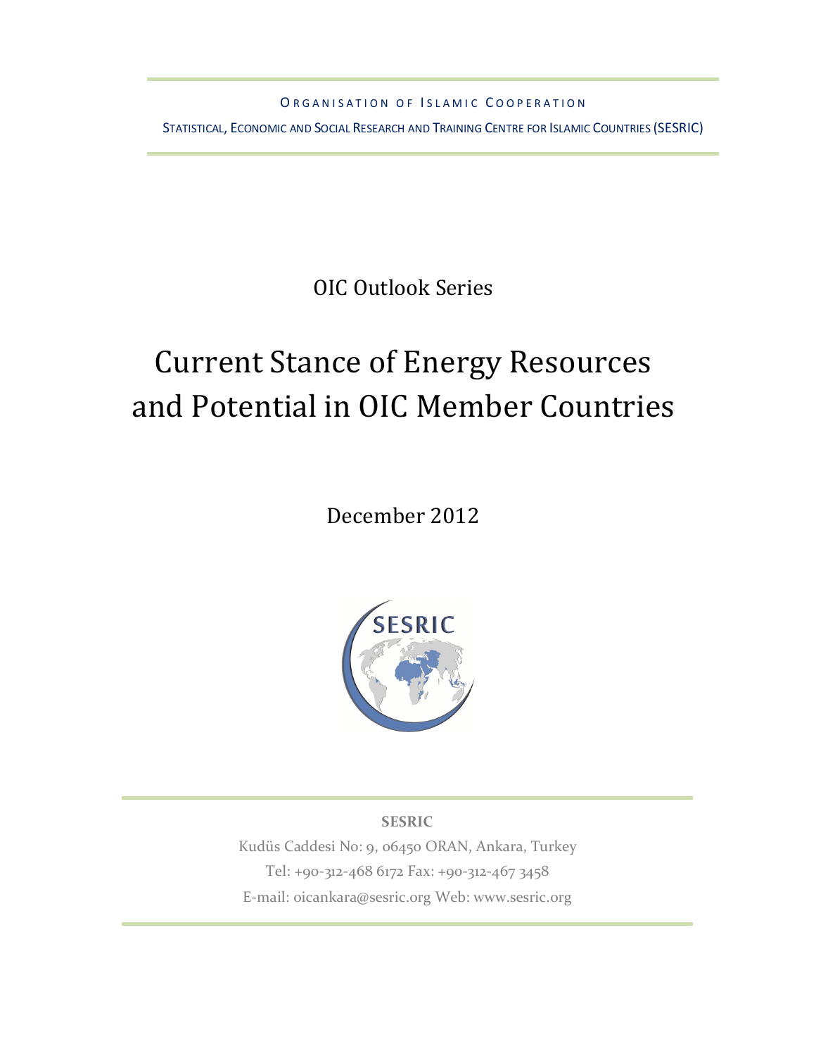ORGANISATION OF ISLAMIC COOPERATION

STATISTICAL, ECONOMIC AND SOCIAL RESEARCH AND TRAINING CENTRE FOR ISLAMIC COUNTRIES (SESRIC)

OIC Outlook Series

# Current Stance of Energy Resources and Potential in OIC Member Countries

December 2012

**SESRIC**

Kudüs Caddesi No: 9, 06450 ORAN, Ankara, Turkey

Tel: +90-312-468 6172 Fax: +90-312-467 3458

E-mail: oicankara@sesric.org Web: www.sesric.org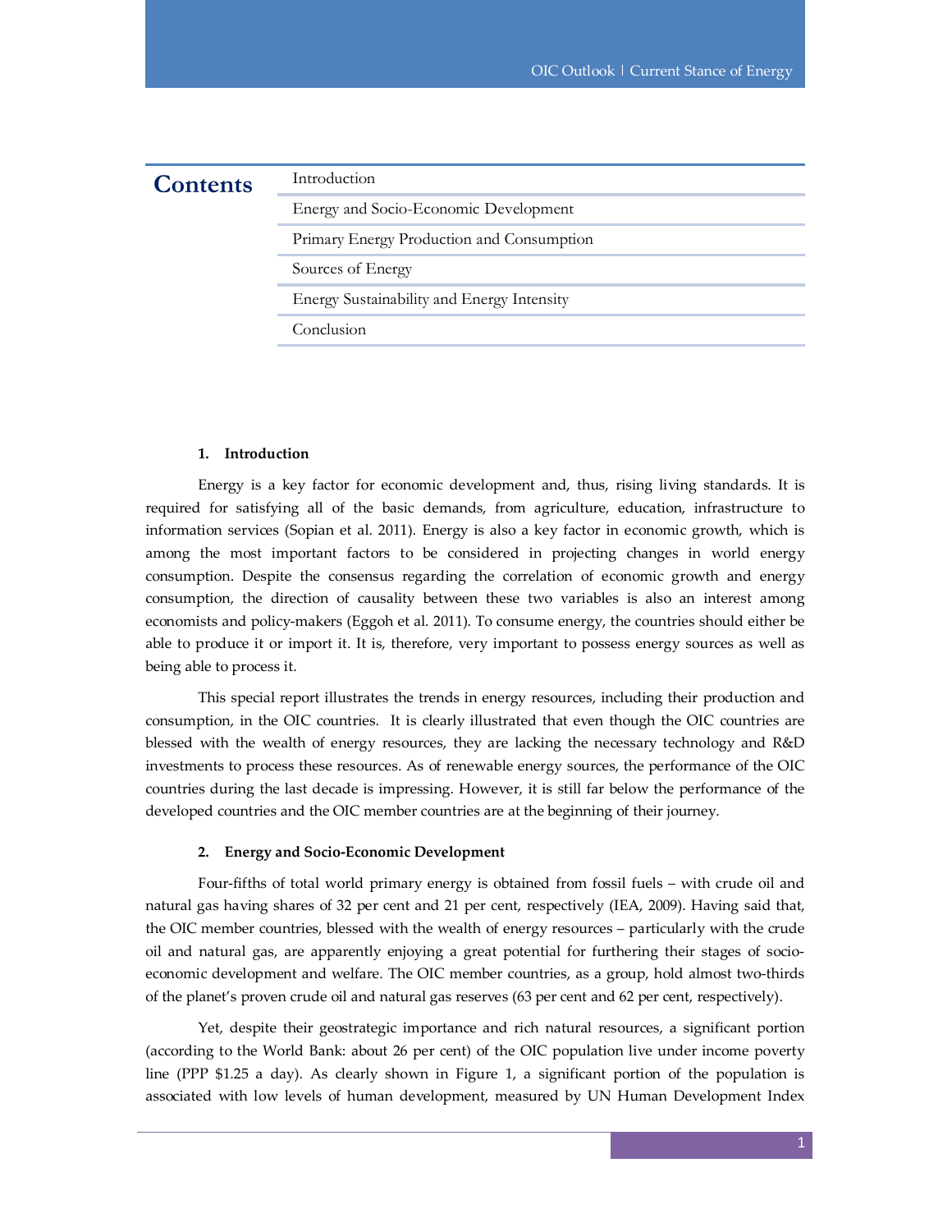## Contents

- Introduction
- Energy and Socio-Economic Development
- Primary Energy Production and Consumption
- Sources of Energy
- Energy Sustainability and Energy Intensity
- Conclusion

### 1. Introduction

Energy is a key factor for economic development and, thus, rising living standards. It is required for satisfying all of the basic demands, from agriculture, education, infrastructure to information services (Sopian et al. 2011). Energy is also a key factor in economic growth, which is among the most important factors to be considered in projecting changes in world energy consumption. Despite the consensus regarding the correlation of economic growth and energy consumption, the direction of causality between these two variables is also an interest among economists and policy-makers (Eggoh et al. 2011). To consume energy, the countries should either be able to produce it or import it. It is, therefore, very important to possess energy sources as well as being able to process it.

This special report illustrates the trends in energy resources, including their production and consumption, in the OIC countries. It is clearly illustrated that even though the OIC countries are blessed with the wealth of energy resources, they are lacking the necessary technology and R&D investments to process these resources. As of renewable energy sources, the performance of the OIC countries during the last decade is impressing. However, it is still far below the performance of the developed countries and the OIC member countries are at the beginning of their journey.

### 2. Energy and Socio-Economic Development

Four-fifths of total world primary energy is obtained from fossil fuels – with crude oil and natural gas having shares of 32 per cent and 21 per cent, respectively (IEA, 2009). Having said that, the OIC member countries, blessed with the wealth of energy resources – particularly with the crude oil and natural gas, are apparently enjoying a great potential for furthering their stages of socio-economic development and welfare. The OIC member countries, as a group, hold almost two-thirds of the planet's proven crude oil and natural gas reserves (63 per cent and 62 per cent, respectively).

Yet, despite their geostrategic importance and rich natural resources, a significant portion (according to the World Bank: about 26 per cent) of the OIC population live under income poverty line (PPP $1.25 a day). As clearly shown in Figure 1, a significant portion of the population is associated with low levels of human development, measured by UN Human Development Index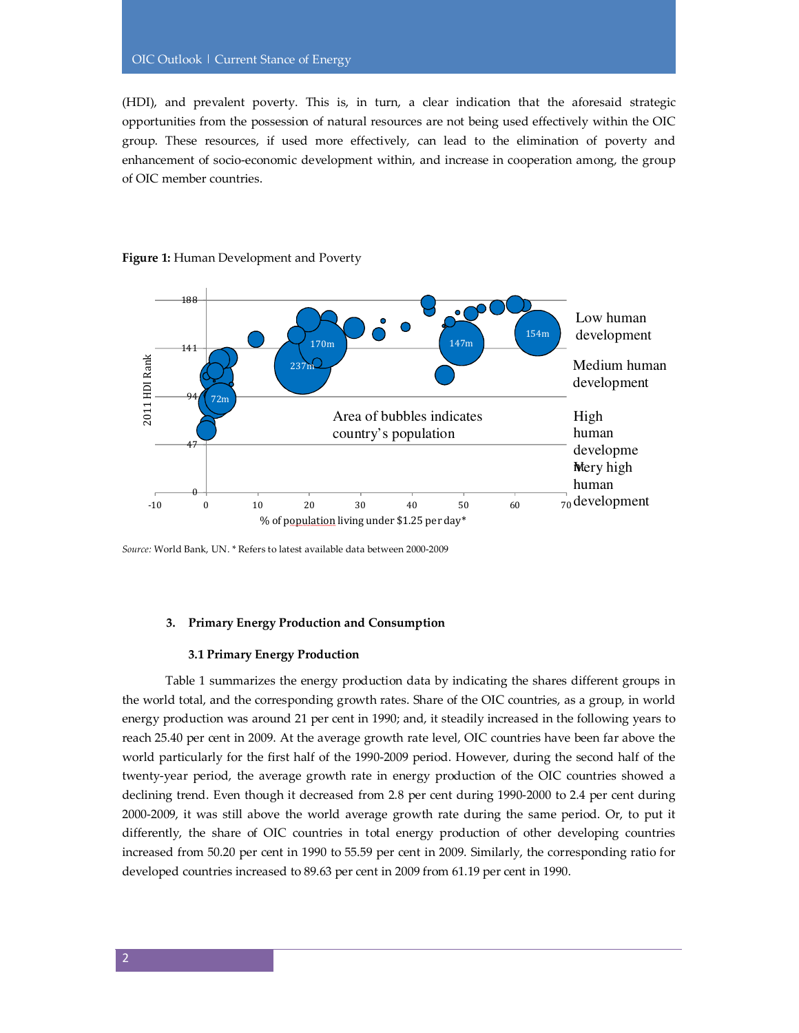(HDI), and prevalent poverty. This is, in turn, a clear indication that the aforesaid strategic opportunities from the possession of natural resources are not being used effectively within the OIC group. These resources, if used more effectively, can lead to the elimination of poverty and enhancement of socio-economic development within, and increase in cooperation among, the group of OIC member countries.

**Figure 1:** Human Development and Poverty

*Source:* World Bank, UN. * Refers to latest available data between 2000-2009

## 3. Primary Energy Production and Consumption

### 3.1 Primary Energy Production

Table 1 summarizes the energy production data by indicating the shares different groups in the world total, and the corresponding growth rates. Share of the OIC countries, as a group, in world energy production was around 21 per cent in 1990; and, it steadily increased in the following years to reach 25.40 per cent in 2009. At the average growth rate level, OIC countries have been far above the world particularly for the first half of the 1990-2009 period. However, during the second half of the twenty-year period, the average growth rate in energy production of the OIC countries showed a declining trend. Even though it decreased from 2.8 per cent during 1990-2000 to 2.4 per cent during 2000-2009, it was still above the world average growth rate during the same period. Or, to put it differently, the share of OIC countries in total energy production of other developing countries increased from 50.20 per cent in 1990 to 55.59 per cent in 2009. Similarly, the corresponding ratio for developed countries increased to 89.63 per cent in 2009 from 61.19 per cent in 1990.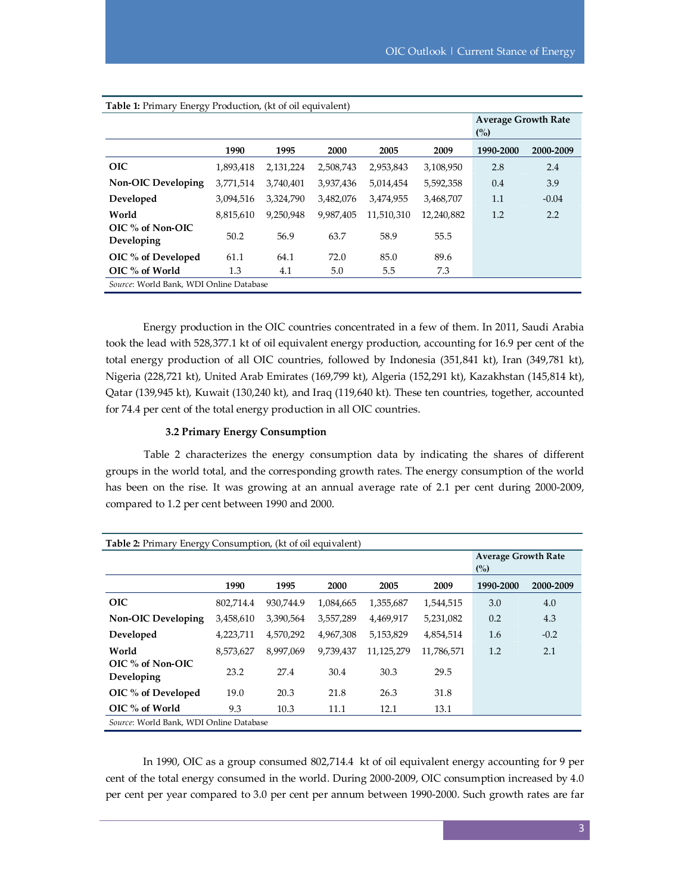**Table 1:** Primary Energy Production, (kt of oil equivalent)

| | 1990 | 1995 | 2000 | 2005 | 2009 | Average Growth Rate (%) 1990-2000 | 2000-2009 |
|---|---|---|---|---|---|---|---|
| **OIC** | 1,893,418 | 2,131,224 | 2,508,743 | 2,953,843 | 3,108,950 | 2.8 | 2.4 |
| **Non-OIC Developing** | 3,771,514 | 3,740,401 | 3,937,436 | 5,014,454 | 5,592,358 | 0.4 | 3.9 |
| **Developed** | 3,094,516 | 3,324,790 | 3,482,076 | 3,474,955 | 3,468,707 | 1.1 | -0.04 |
| **World** | 8,815,610 | 9,250,948 | 9,987,405 | 11,510,310 | 12,240,882 | 1.2 | 2.2 |
| **OIC % of Non-OIC Developing** | 50.2 | 56.9 | 63.7 | 58.9 | 55.5 | | |
| **OIC % of Developed** | 61.1 | 64.1 | 72.0 | 85.0 | 89.6 | | |
| **OIC % of World** | 1.3 | 4.1 | 5.0 | 5.5 | 7.3 | | |

*Source*: World Bank, WDI Online Database

Energy production in the OIC countries concentrated in a few of them. In 2011, Saudi Arabia took the lead with 528,377.1 kt of oil equivalent energy production, accounting for 16.9 per cent of the total energy production of all OIC countries, followed by Indonesia (351,841 kt), Iran (349,781 kt), Nigeria (228,721 kt), United Arab Emirates (169,799 kt), Algeria (152,291 kt), Kazakhstan (145,814 kt), Qatar (139,945 kt), Kuwait (130,240 kt), and Iraq (119,640 kt). These ten countries, together, accounted for 74.4 per cent of the total energy production in all OIC countries.

### 3.2 Primary Energy Consumption

Table 2 characterizes the energy consumption data by indicating the shares of different groups in the world total, and the corresponding growth rates. The energy consumption of the world has been on the rise. It was growing at an annual average rate of 2.1 per cent during 2000-2009, compared to 1.2 per cent between 1990 and 2000.

**Table 2:** Primary Energy Consumption, (kt of oil equivalent)

| | 1990 | 1995 | 2000 | 2005 | 2009 | Average Growth Rate (%) 1990-2000 | 2000-2009 |
|---|---|---|---|---|---|---|---|
| **OIC** | 802,714.4 | 930,744.9 | 1,084,665 | 1,355,687 | 1,544,515 | 3.0 | 4.0 |
| **Non-OIC Developing** | 3,458,610 | 3,390,564 | 3,557,289 | 4,469,917 | 5,231,082 | 0.2 | 4.3 |
| **Developed** | 4,223,711 | 4,570,292 | 4,967,308 | 5,153,829 | 4,854,514 | 1.6 | -0.2 |
| **World** | 8,573,627 | 8,997,069 | 9,739,437 | 11,125,279 | 11,786,571 | 1.2 | 2.1 |
| **OIC % of Non-OIC Developing** | 23.2 | 27.4 | 30.4 | 30.3 | 29.5 | | |
| **OIC % of Developed** | 19.0 | 20.3 | 21.8 | 26.3 | 31.8 | | |
| **OIC % of World** | 9.3 | 10.3 | 11.1 | 12.1 | 13.1 | | |

*Source*: World Bank, WDI Online Database

In 1990, OIC as a group consumed 802,714.4 kt of oil equivalent energy accounting for 9 per cent of the total energy consumed in the world. During 2000-2009, OIC consumption increased by 4.0 per cent per year compared to 3.0 per cent per annum between 1990-2000. Such growth rates are far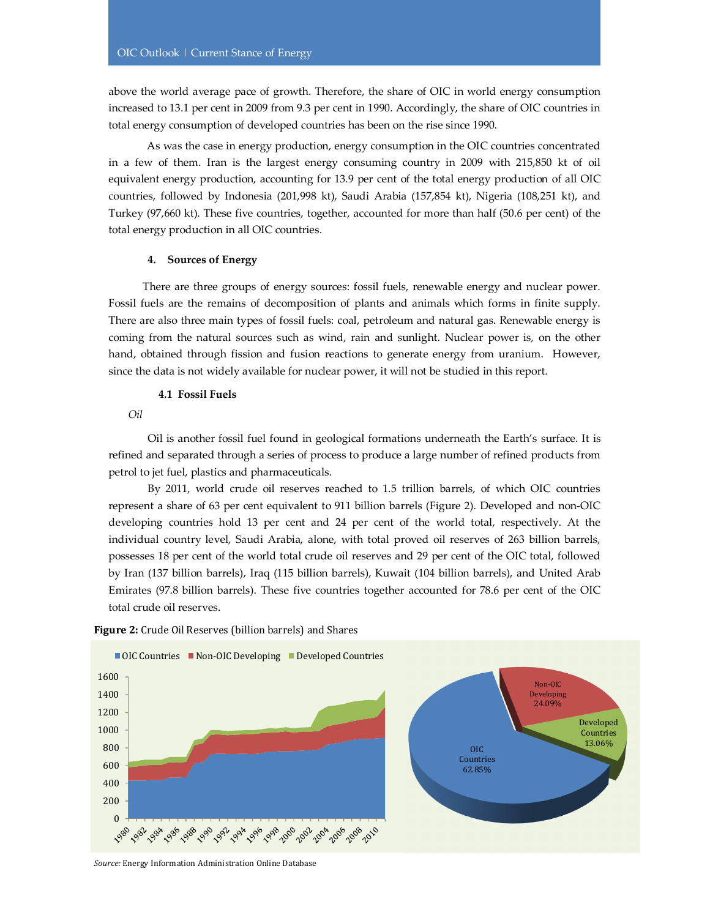above the world average pace of growth. Therefore, the share of OIC in world energy consumption increased to 13.1 per cent in 2009 from 9.3 per cent in 1990. Accordingly, the share of OIC countries in total energy consumption of developed countries has been on the rise since 1990.

As was the case in energy production, energy consumption in the OIC countries concentrated in a few of them. Iran is the largest energy consuming country in 2009 with 215,850 kt of oil equivalent energy production, accounting for 13.9 per cent of the total energy production of all OIC countries, followed by Indonesia (201,998 kt), Saudi Arabia (157,854 kt), Nigeria (108,251 kt), and Turkey (97,660 kt). These five countries, together, accounted for more than half (50.6 per cent) of the total energy production in all OIC countries.

## 4. Sources of Energy

There are three groups of energy sources: fossil fuels, renewable energy and nuclear power. Fossil fuels are the remains of decomposition of plants and animals which forms in finite supply. There are also three main types of fossil fuels: coal, petroleum and natural gas. Renewable energy is coming from the natural sources such as wind, rain and sunlight. Nuclear power is, on the other hand, obtained through fission and fusion reactions to generate energy from uranium. However, since the data is not widely available for nuclear power, it will not be studied in this report.

### 4.1 Fossil Fuels

*Oil*

Oil is another fossil fuel found in geological formations underneath the Earth's surface. It is refined and separated through a series of process to produce a large number of refined products from petrol to jet fuel, plastics and pharmaceuticals.

By 2011, world crude oil reserves reached to 1.5 trillion barrels, of which OIC countries represent a share of 63 per cent equivalent to 911 billion barrels (Figure 2). Developed and non-OIC developing countries hold 13 per cent and 24 per cent of the world total, respectively. At the individual country level, Saudi Arabia, alone, with total proved oil reserves of 263 billion barrels, possesses 18 per cent of the world total crude oil reserves and 29 per cent of the OIC total, followed by Iran (137 billion barrels), Iraq (115 billion barrels), Kuwait (104 billion barrels), and United Arab Emirates (97.8 billion barrels). These five countries together accounted for 78.6 per cent of the OIC total crude oil reserves.

**Figure 2:** Crude Oil Reserves (billion barrels) and Shares

*Source:* Energy Information Administration Online Database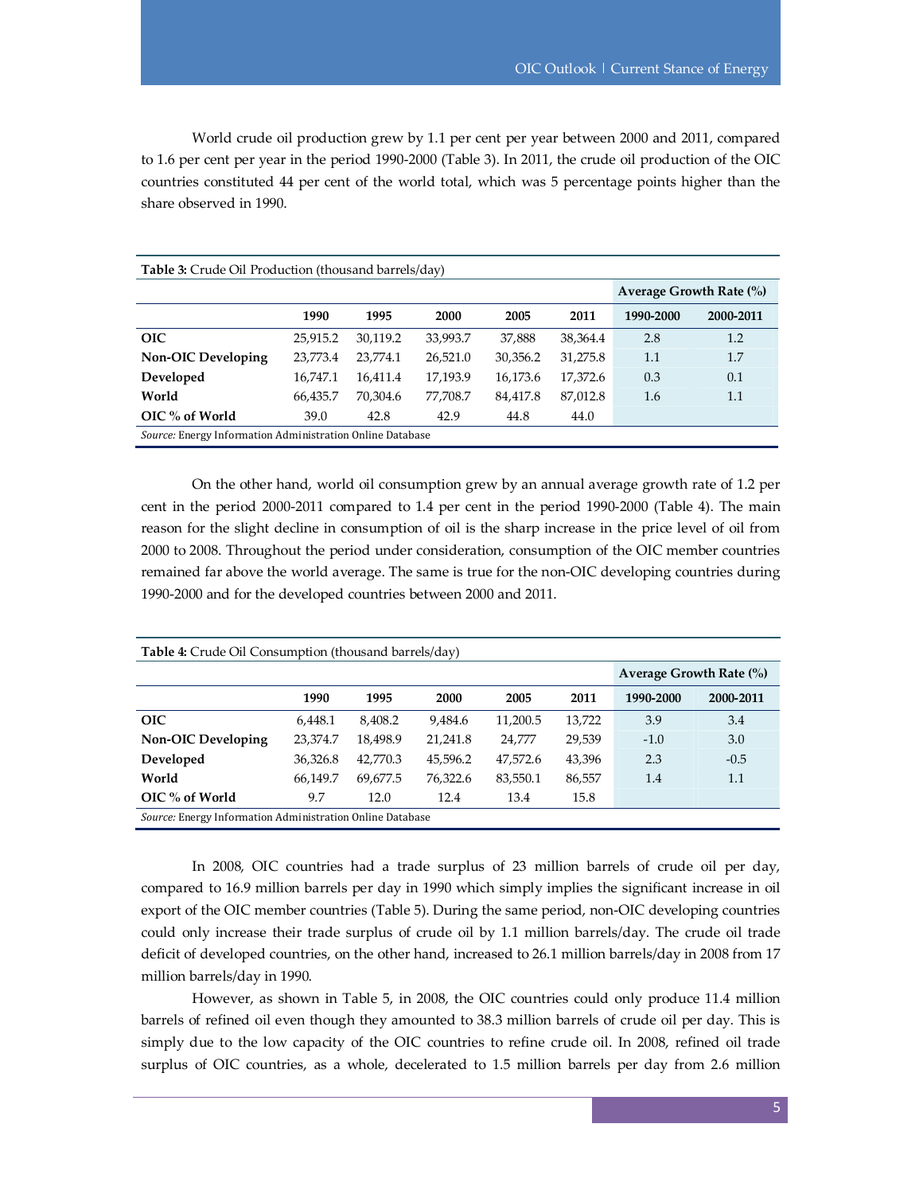World crude oil production grew by 1.1 per cent per year between 2000 and 2011, compared to 1.6 per cent per year in the period 1990-2000 (Table 3). In 2011, the crude oil production of the OIC countries constituted 44 per cent of the world total, which was 5 percentage points higher than the share observed in 1990.

**Table 3:** Crude Oil Production (thousand barrels/day)

| | 1990 | 1995 | 2000 | 2005 | 2011 | Average Growth Rate (%) 1990-2000 | 2000-2011 |
|---|---|---|---|---|---|---|---|
| **OIC** | 25,915.2 | 30,119.2 | 33,993.7 | 37,888 | 38,364.4 | 2.8 | 1.2 |
| **Non-OIC Developing** | 23,773.4 | 23,774.1 | 26,521.0 | 30,356.2 | 31,275.8 | 1.1 | 1.7 |
| **Developed** | 16,747.1 | 16,411.4 | 17,193.9 | 16,173.6 | 17,372.6 | 0.3 | 0.1 |
| **World** | 66,435.7 | 70,304.6 | 77,708.7 | 84,417.8 | 87,012.8 | 1.6 | 1.1 |
| **OIC % of World** | 39.0 | 42.8 | 42.9 | 44.8 | 44.0 | | |

*Source:* Energy Information Administration Online Database

On the other hand, world oil consumption grew by an annual average growth rate of 1.2 per cent in the period 2000-2011 compared to 1.4 per cent in the period 1990-2000 (Table 4). The main reason for the slight decline in consumption of oil is the sharp increase in the price level of oil from 2000 to 2008. Throughout the period under consideration, consumption of the OIC member countries remained far above the world average. The same is true for the non-OIC developing countries during 1990-2000 and for the developed countries between 2000 and 2011.

**Table 4:** Crude Oil Consumption (thousand barrels/day)

| | 1990 | 1995 | 2000 | 2005 | 2011 | Average Growth Rate (%) 1990-2000 | 2000-2011 |
|---|---|---|---|---|---|---|---|
| **OIC** | 6,448.1 | 8,408.2 | 9,484.6 | 11,200.5 | 13,722 | 3.9 | 3.4 |
| **Non-OIC Developing** | 23,374.7 | 18,498.9 | 21,241.8 | 24,777 | 29,539 | -1.0 | 3.0 |
| **Developed** | 36,326.8 | 42,770.3 | 45,596.2 | 47,572.6 | 43,396 | 2.3 | -0.5 |
| **World** | 66,149.7 | 69,677.5 | 76,322.6 | 83,550.1 | 86,557 | 1.4 | 1.1 |
| **OIC % of World** | 9.7 | 12.0 | 12.4 | 13.4 | 15.8 | | |

*Source:* Energy Information Administration Online Database

In 2008, OIC countries had a trade surplus of 23 million barrels of crude oil per day, compared to 16.9 million barrels per day in 1990 which simply implies the significant increase in oil export of the OIC member countries (Table 5). During the same period, non-OIC developing countries could only increase their trade surplus of crude oil by 1.1 million barrels/day. The crude oil trade deficit of developed countries, on the other hand, increased to 26.1 million barrels/day in 2008 from 17 million barrels/day in 1990.

However, as shown in Table 5, in 2008, the OIC countries could only produce 11.4 million barrels of refined oil even though they amounted to 38.3 million barrels of crude oil per day. This is simply due to the low capacity of the OIC countries to refine crude oil. In 2008, refined oil trade surplus of OIC countries, as a whole, decelerated to 1.5 million barrels per day from 2.6 million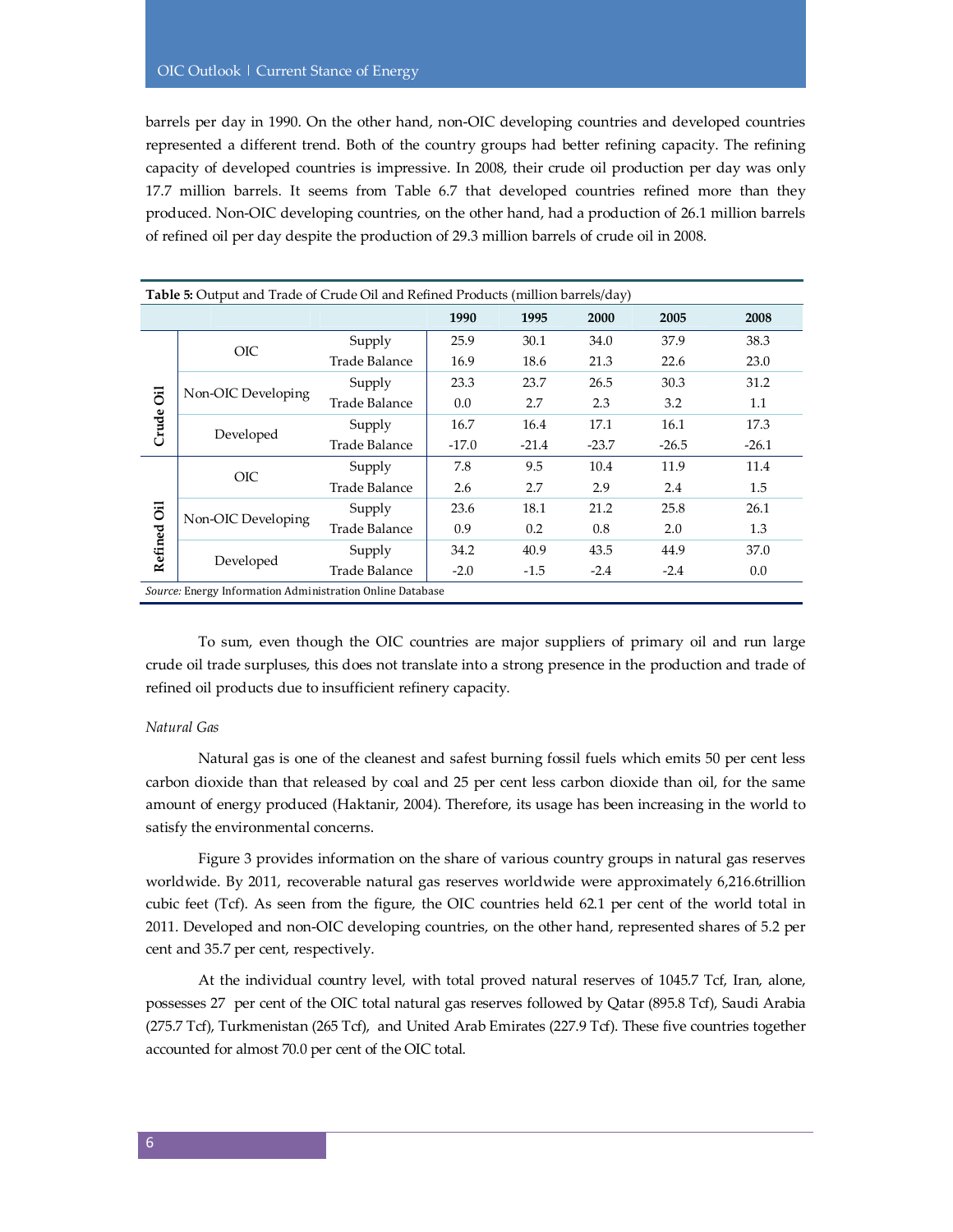barrels per day in 1990. On the other hand, non-OIC developing countries and developed countries represented a different trend. Both of the country groups had better refining capacity. The refining capacity of developed countries is impressive. In 2008, their crude oil production per day was only 17.7 million barrels. It seems from Table 6.7 that developed countries refined more than they produced. Non-OIC developing countries, on the other hand, had a production of 26.1 million barrels of refined oil per day despite the production of 29.3 million barrels of crude oil in 2008.

**Table 5:** Output and Trade of Crude Oil and Refined Products (million barrels/day)

| | | | 1990 | 1995 | 2000 | 2005 | 2008 |
|---|---|---|---|---|---|---|---|
| Crude Oil | OIC | Supply | 25.9 | 30.1 | 34.0 | 37.9 | 38.3 |
| | | Trade Balance | 16.9 | 18.6 | 21.3 | 22.6 | 23.0 |
| | Non-OIC Developing | Supply | 23.3 | 23.7 | 26.5 | 30.3 | 31.2 |
| | | Trade Balance | 0.0 | 2.7 | 2.3 | 3.2 | 1.1 |
| | Developed | Supply | 16.7 | 16.4 | 17.1 | 16.1 | 17.3 |
| | | Trade Balance | -17.0 | -21.4 | -23.7 | -26.5 | -26.1 |
| Refined Oil | OIC | Supply | 7.8 | 9.5 | 10.4 | 11.9 | 11.4 |
| | | Trade Balance | 2.6 | 2.7 | 2.9 | 2.4 | 1.5 |
| | Non-OIC Developing | Supply | 23.6 | 18.1 | 21.2 | 25.8 | 26.1 |
| | | Trade Balance | 0.9 | 0.2 | 0.8 | 2.0 | 1.3 |
| | Developed | Supply | 34.2 | 40.9 | 43.5 | 44.9 | 37.0 |
| | | Trade Balance | -2.0 | -1.5 | -2.4 | -2.4 | 0.0 |

*Source:* Energy Information Administration Online Database

To sum, even though the OIC countries are major suppliers of primary oil and run large crude oil trade surpluses, this does not translate into a strong presence in the production and trade of refined oil products due to insufficient refinery capacity.

*Natural Gas*

Natural gas is one of the cleanest and safest burning fossil fuels which emits 50 per cent less carbon dioxide than that released by coal and 25 per cent less carbon dioxide than oil, for the same amount of energy produced (Haktanir, 2004). Therefore, its usage has been increasing in the world to satisfy the environmental concerns.

Figure 3 provides information on the share of various country groups in natural gas reserves worldwide. By 2011, recoverable natural gas reserves worldwide were approximately 6,216.6trillion cubic feet (Tcf). As seen from the figure, the OIC countries held 62.1 per cent of the world total in 2011. Developed and non-OIC developing countries, on the other hand, represented shares of 5.2 per cent and 35.7 per cent, respectively.

At the individual country level, with total proved natural reserves of 1045.7 Tcf, Iran, alone, possesses 27 per cent of the OIC total natural gas reserves followed by Qatar (895.8 Tcf), Saudi Arabia (275.7 Tcf), Turkmenistan (265 Tcf), and United Arab Emirates (227.9 Tcf). These five countries together accounted for almost 70.0 per cent of the OIC total.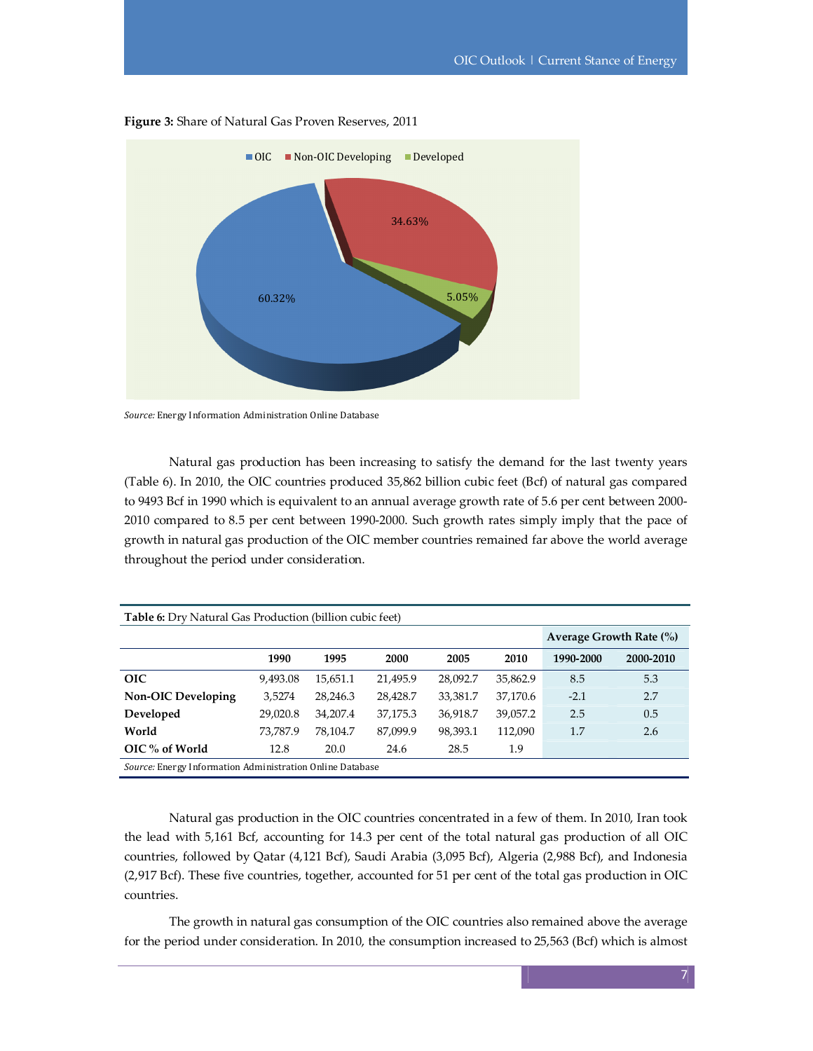**Figure 3:** Share of Natural Gas Proven Reserves, 2011

*Source:* Energy Information Administration Online Database

Natural gas production has been increasing to satisfy the demand for the last twenty years (Table 6). In 2010, the OIC countries produced 35,862 billion cubic feet (Bcf) of natural gas compared to 9493 Bcf in 1990 which is equivalent to an annual average growth rate of 5.6 per cent between 2000-2010 compared to 8.5 per cent between 1990-2000. Such growth rates simply imply that the pace of growth in natural gas production of the OIC member countries remained far above the world average throughout the period under consideration.

**Table 6:** Dry Natural Gas Production (billion cubic feet)

| | | | | | | Average Growth Rate (%) | |
|---|---|---|---|---|---|---|---|
| | 1990 | 1995 | 2000 | 2005 | 2010 | 1990-2000 | 2000-2010 |
| **OIC** | 9,493.08 | 15,651.1 | 21,495.9 | 28,092.7 | 35,862.9 | 8.5 | 5.3 |
| **Non-OIC Developing** | 3,5274 | 28,246.3 | 28,428.7 | 33,381.7 | 37,170.6 | -2.1 | 2.7 |
| **Developed** | 29,020.8 | 34,207.4 | 37,175.3 | 36,918.7 | 39,057.2 | 2.5 | 0.5 |
| **World** | 73,787.9 | 78,104.7 | 87,099.9 | 98,393.1 | 112,090 | 1.7 | 2.6 |
| **OIC % of World** | 12.8 | 20.0 | 24.6 | 28.5 | 1.9 | | |

*Source:* Energy Information Administration Online Database

Natural gas production in the OIC countries concentrated in a few of them. In 2010, Iran took the lead with 5,161 Bcf, accounting for 14.3 per cent of the total natural gas production of all OIC countries, followed by Qatar (4,121 Bcf), Saudi Arabia (3,095 Bcf), Algeria (2,988 Bcf), and Indonesia (2,917 Bcf). These five countries, together, accounted for 51 per cent of the total gas production in OIC countries.

The growth in natural gas consumption of the OIC countries also remained above the average for the period under consideration. In 2010, the consumption increased to 25,563 (Bcf) which is almost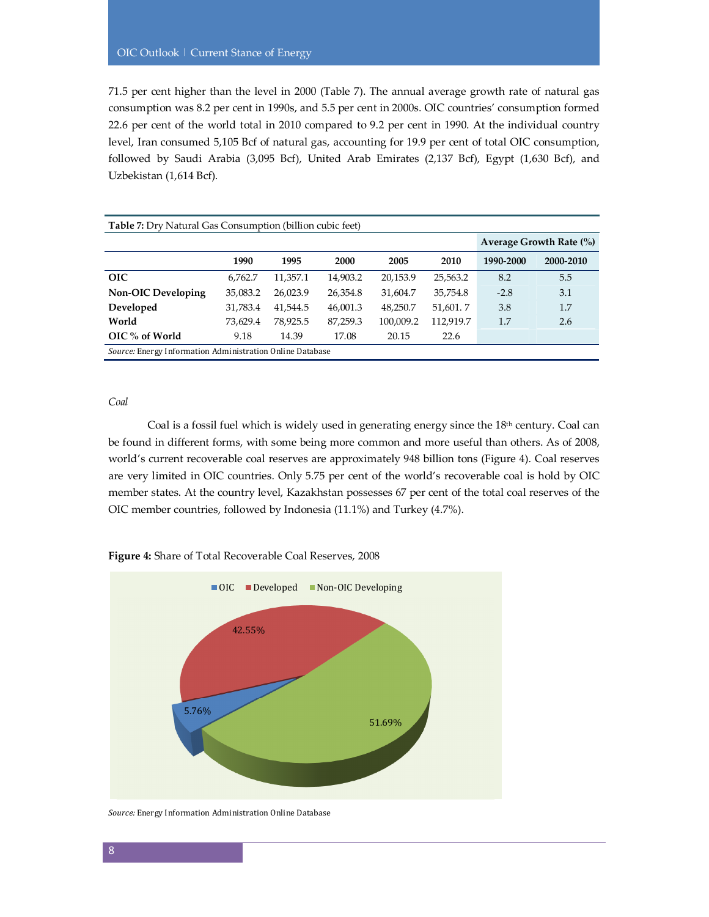71.5 per cent higher than the level in 2000 (Table 7). The annual average growth rate of natural gas consumption was 8.2 per cent in 1990s, and 5.5 per cent in 2000s. OIC countries' consumption formed 22.6 per cent of the world total in 2010 compared to 9.2 per cent in 1990. At the individual country level, Iran consumed 5,105 Bcf of natural gas, accounting for 19.9 per cent of total OIC consumption, followed by Saudi Arabia (3,095 Bcf), United Arab Emirates (2,137 Bcf), Egypt (1,630 Bcf), and Uzbekistan (1,614 Bcf).

**Table 7:** Dry Natural Gas Consumption (billion cubic feet)

| | 1990 | 1995 | 2000 | 2005 | 2010 | Average Growth Rate (%) 1990-2000 | 2000-2010 |
|---|---|---|---|---|---|---|---|
| **OIC** | 6,762.7 | 11,357.1 | 14,903.2 | 20,153.9 | 25,563.2 | 8.2 | 5.5 |
| **Non-OIC Developing** | 35,083.2 | 26,023.9 | 26,354.8 | 31,604.7 | 35,754.8 | -2.8 | 3.1 |
| **Developed** | 31,783.4 | 41,544.5 | 46,001.3 | 48,250.7 | 51,601. 7 | 3.8 | 1.7 |
| **World** | 73,629.4 | 78,925.5 | 87,259.3 | 100,009.2 | 112,919.7 | 1.7 | 2.6 |
| **OIC % of World** | 9.18 | 14.39 | 17.08 | 20.15 | 22.6 | | |

*Source:* Energy Information Administration Online Database

*Coal*

Coal is a fossil fuel which is widely used in generating energy since the 18th century. Coal can be found in different forms, with some being more common and more useful than others. As of 2008, world's current recoverable coal reserves are approximately 948 billion tons (Figure 4). Coal reserves are very limited in OIC countries. Only 5.75 per cent of the world's recoverable coal is hold by OIC member states. At the country level, Kazakhstan possesses 67 per cent of the total coal reserves of the OIC member countries, followed by Indonesia (11.1%) and Turkey (4.7%).

**Figure 4:** Share of Total Recoverable Coal Reserves, 2008

OIC: 5.76%; Developed: 42.55%; Non-OIC Developing: 51.69%

*Source:* Energy Information Administration Online Database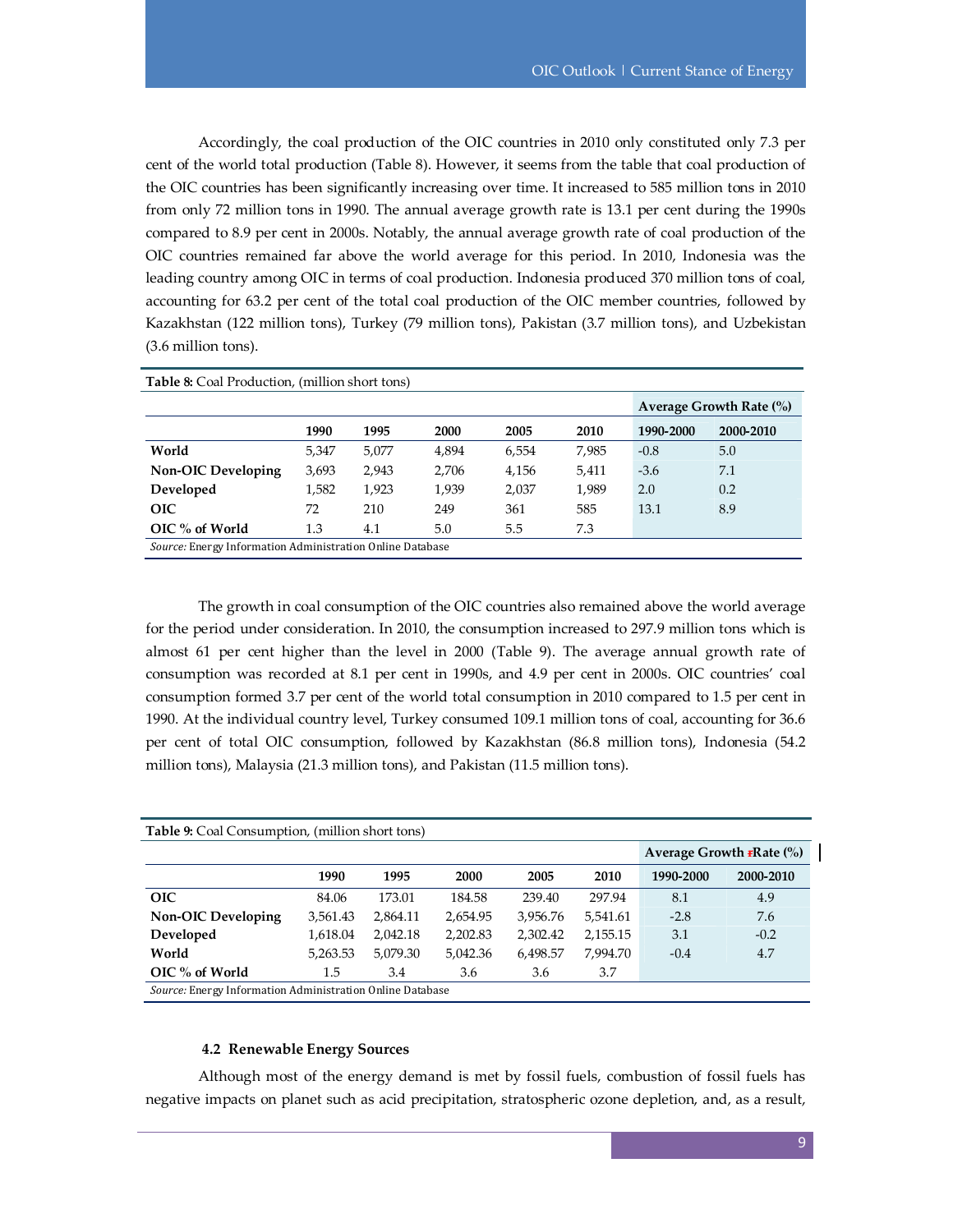Accordingly, the coal production of the OIC countries in 2010 only constituted only 7.3 per cent of the world total production (Table 8). However, it seems from the table that coal production of the OIC countries has been significantly increasing over time. It increased to 585 million tons in 2010 from only 72 million tons in 1990. The annual average growth rate is 13.1 per cent during the 1990s compared to 8.9 per cent in 2000s. Notably, the annual average growth rate of coal production of the OIC countries remained far above the world average for this period. In 2010, Indonesia was the leading country among OIC in terms of coal production. Indonesia produced 370 million tons of coal, accounting for 63.2 per cent of the total coal production of the OIC member countries, followed by Kazakhstan (122 million tons), Turkey (79 million tons), Pakistan (3.7 million tons), and Uzbekistan (3.6 million tons).

**Table 8:** Coal Production, (million short tons)

| | | | | | | Average Growth Rate (%) | |
|---|---|---|---|---|---|---|---|
| | 1990 | 1995 | 2000 | 2005 | 2010 | 1990-2000 | 2000-2010 |
| **World** | 5,347 | 5,077 | 4,894 | 6,554 | 7,985 | -0.8 | 5.0 |
| **Non-OIC Developing** | 3,693 | 2,943 | 2,706 | 4,156 | 5,411 | -3.6 | 7.1 |
| **Developed** | 1,582 | 1,923 | 1,939 | 2,037 | 1,989 | 2.0 | 0.2 |
| **OIC** | 72 | 210 | 249 | 361 | 585 | 13.1 | 8.9 |
| **OIC % of World** | 1.3 | 4.1 | 5.0 | 5.5 | 7.3 | | |

*Source:* Energy Information Administration Online Database

The growth in coal consumption of the OIC countries also remained above the world average for the period under consideration. In 2010, the consumption increased to 297.9 million tons which is almost 61 per cent higher than the level in 2000 (Table 9). The average annual growth rate of consumption was recorded at 8.1 per cent in 1990s, and 4.9 per cent in 2000s. OIC countries' coal consumption formed 3.7 per cent of the world total consumption in 2010 compared to 1.5 per cent in 1990. At the individual country level, Turkey consumed 109.1 million tons of coal, accounting for 36.6 per cent of total OIC consumption, followed by Kazakhstan (86.8 million tons), Indonesia (54.2 million tons), Malaysia (21.3 million tons), and Pakistan (11.5 million tons).

**Table 9:** Coal Consumption, (million short tons)

| | | | | | | Average Growth Rate (%) | |
|---|---|---|---|---|---|---|---|
| | 1990 | 1995 | 2000 | 2005 | 2010 | 1990-2000 | 2000-2010 |
| **OIC** | 84.06 | 173.01 | 184.58 | 239.40 | 297.94 | 8.1 | 4.9 |
| **Non-OIC Developing** | 3,561.43 | 2,864.11 | 2,654.95 | 3,956.76 | 5,541.61 | -2.8 | 7.6 |
| **Developed** | 1,618.04 | 2,042.18 | 2,202.83 | 2,302.42 | 2,155.15 | 3.1 | -0.2 |
| **World** | 5,263.53 | 5,079.30 | 5,042.36 | 6,498.57 | 7,994.70 | -0.4 | 4.7 |
| **OIC % of World** | 1.5 | 3.4 | 3.6 | 3.6 | 3.7 | | |

*Source:* Energy Information Administration Online Database

### 4.2 Renewable Energy Sources

Although most of the energy demand is met by fossil fuels, combustion of fossil fuels has negative impacts on planet such as acid precipitation, stratospheric ozone depletion, and, as a result,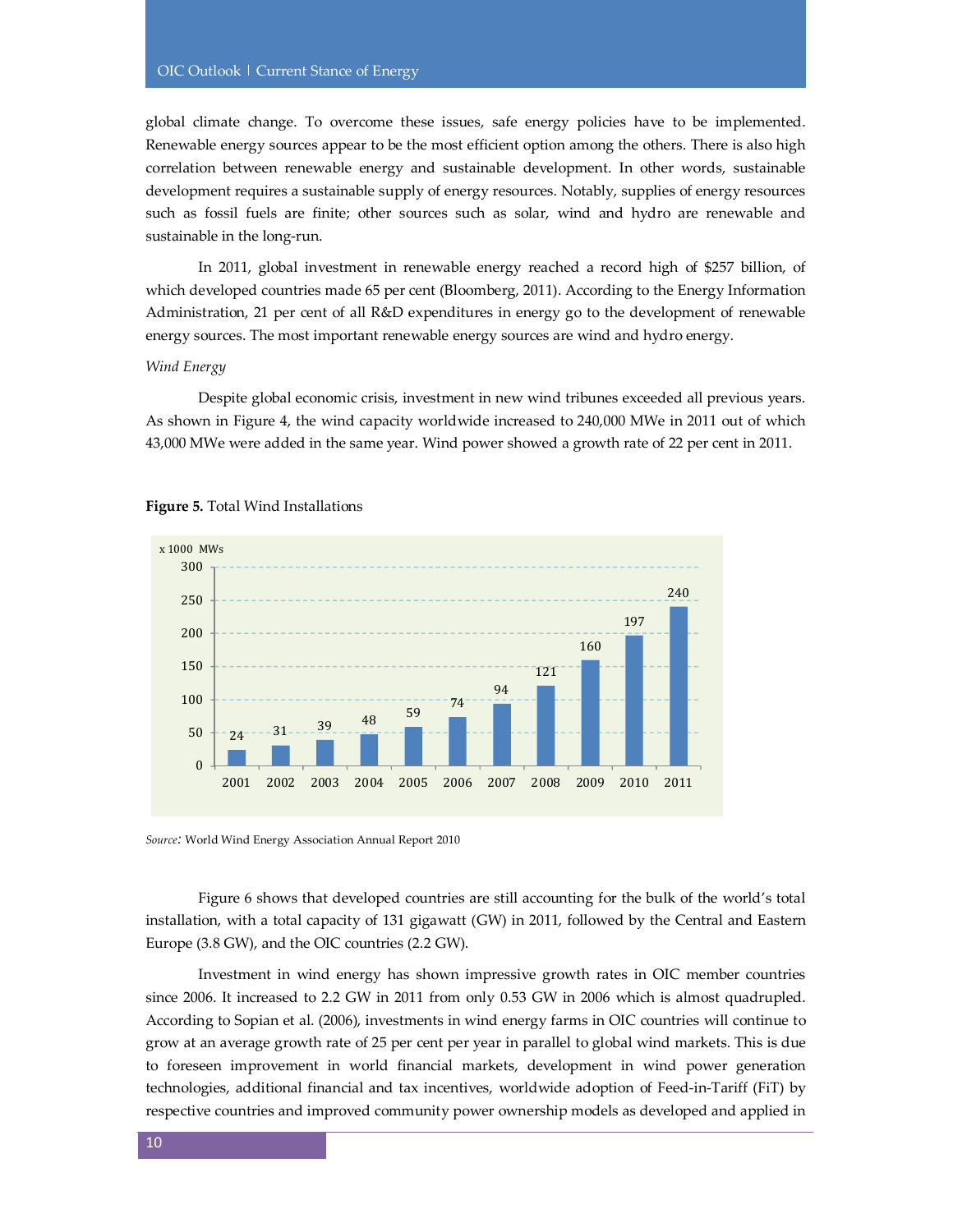global climate change. To overcome these issues, safe energy policies have to be implemented. Renewable energy sources appear to be the most efficient option among the others. There is also high correlation between renewable energy and sustainable development. In other words, sustainable development requires a sustainable supply of energy resources. Notably, supplies of energy resources such as fossil fuels are finite; other sources such as solar, wind and hydro are renewable and sustainable in the long-run.

In 2011, global investment in renewable energy reached a record high of $257 billion, of which developed countries made 65 per cent (Bloomberg, 2011). According to the Energy Information Administration, 21 per cent of all R&D expenditures in energy go to the development of renewable energy sources. The most important renewable energy sources are wind and hydro energy.

*Wind Energy*

Despite global economic crisis, investment in new wind tribunes exceeded all previous years. As shown in Figure 4, the wind capacity worldwide increased to 240,000 MWe in 2011 out of which 43,000 MWe were added in the same year. Wind power showed a growth rate of 22 per cent in 2011.

**Figure 5.** Total Wind Installations

| Year | x 1000 MWs |
|---|---|
| 2001 | 24 |
| 2002 | 31 |
| 2003 | 39 |
| 2004 | 48 |
| 2005 | 59 |
| 2006 | 74 |
| 2007 | 94 |
| 2008 | 121 |
| 2009 | 160 |
| 2010 | 197 |
| 2011 | 240 |

*Source:* World Wind Energy Association Annual Report 2010

Figure 6 shows that developed countries are still accounting for the bulk of the world's total installation, with a total capacity of 131 gigawatt (GW) in 2011, followed by the Central and Eastern Europe (3.8 GW), and the OIC countries (2.2 GW).

Investment in wind energy has shown impressive growth rates in OIC member countries since 2006. It increased to 2.2 GW in 2011 from only 0.53 GW in 2006 which is almost quadrupled. According to Sopian et al. (2006), investments in wind energy farms in OIC countries will continue to grow at an average growth rate of 25 per cent per year in parallel to global wind markets. This is due to foreseen improvement in world financial markets, development in wind power generation technologies, additional financial and tax incentives, worldwide adoption of Feed-in-Tariff (FiT) by respective countries and improved community power ownership models as developed and applied in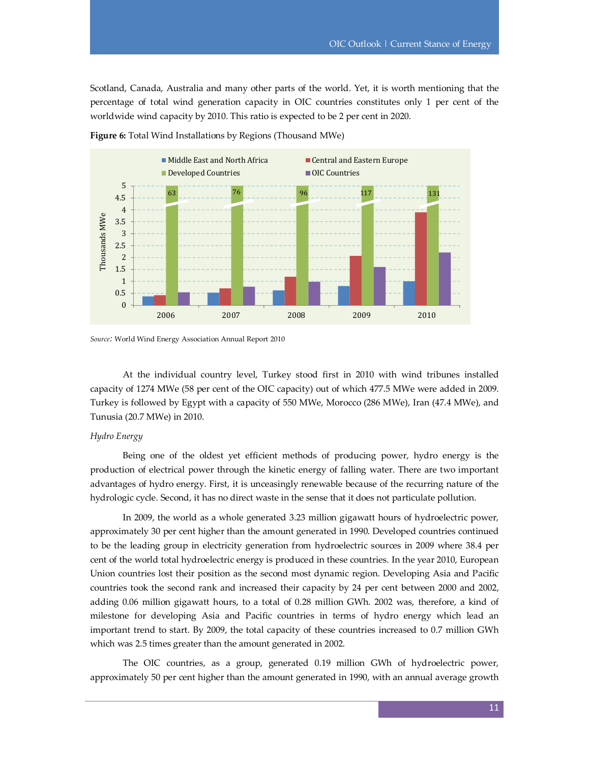Scotland, Canada, Australia and many other parts of the world. Yet, it is worth mentioning that the percentage of total wind generation capacity in OIC countries constitutes only 1 per cent of the worldwide wind capacity by 2010. This ratio is expected to be 2 per cent in 2020.

**Figure 6:** Total Wind Installations by Regions (Thousand MWe)

*Source:* World Wind Energy Association Annual Report 2010

At the individual country level, Turkey stood first in 2010 with wind tribunes installed capacity of 1274 MWe (58 per cent of the OIC capacity) out of which 477.5 MWe were added in 2009. Turkey is followed by Egypt with a capacity of 550 MWe, Morocco (286 MWe), Iran (47.4 MWe), and Tunusia (20.7 MWe) in 2010.

*Hydro Energy*

Being one of the oldest yet efficient methods of producing power, hydro energy is the production of electrical power through the kinetic energy of falling water. There are two important advantages of hydro energy. First, it is unceasingly renewable because of the recurring nature of the hydrologic cycle. Second, it has no direct waste in the sense that it does not particulate pollution.

In 2009, the world as a whole generated 3.23 million gigawatt hours of hydroelectric power, approximately 30 per cent higher than the amount generated in 1990. Developed countries continued to be the leading group in electricity generation from hydroelectric sources in 2009 where 38.4 per cent of the world total hydroelectric energy is produced in these countries. In the year 2010, European Union countries lost their position as the second most dynamic region. Developing Asia and Pacific countries took the second rank and increased their capacity by 24 per cent between 2000 and 2002, adding 0.06 million gigawatt hours, to a total of 0.28 million GWh. 2002 was, therefore, a kind of milestone for developing Asia and Pacific countries in terms of hydro energy which lead an important trend to start. By 2009, the total capacity of these countries increased to 0.7 million GWh which was 2.5 times greater than the amount generated in 2002.

The OIC countries, as a group, generated 0.19 million GWh of hydroelectric power, approximately 50 per cent higher than the amount generated in 1990, with an annual average growth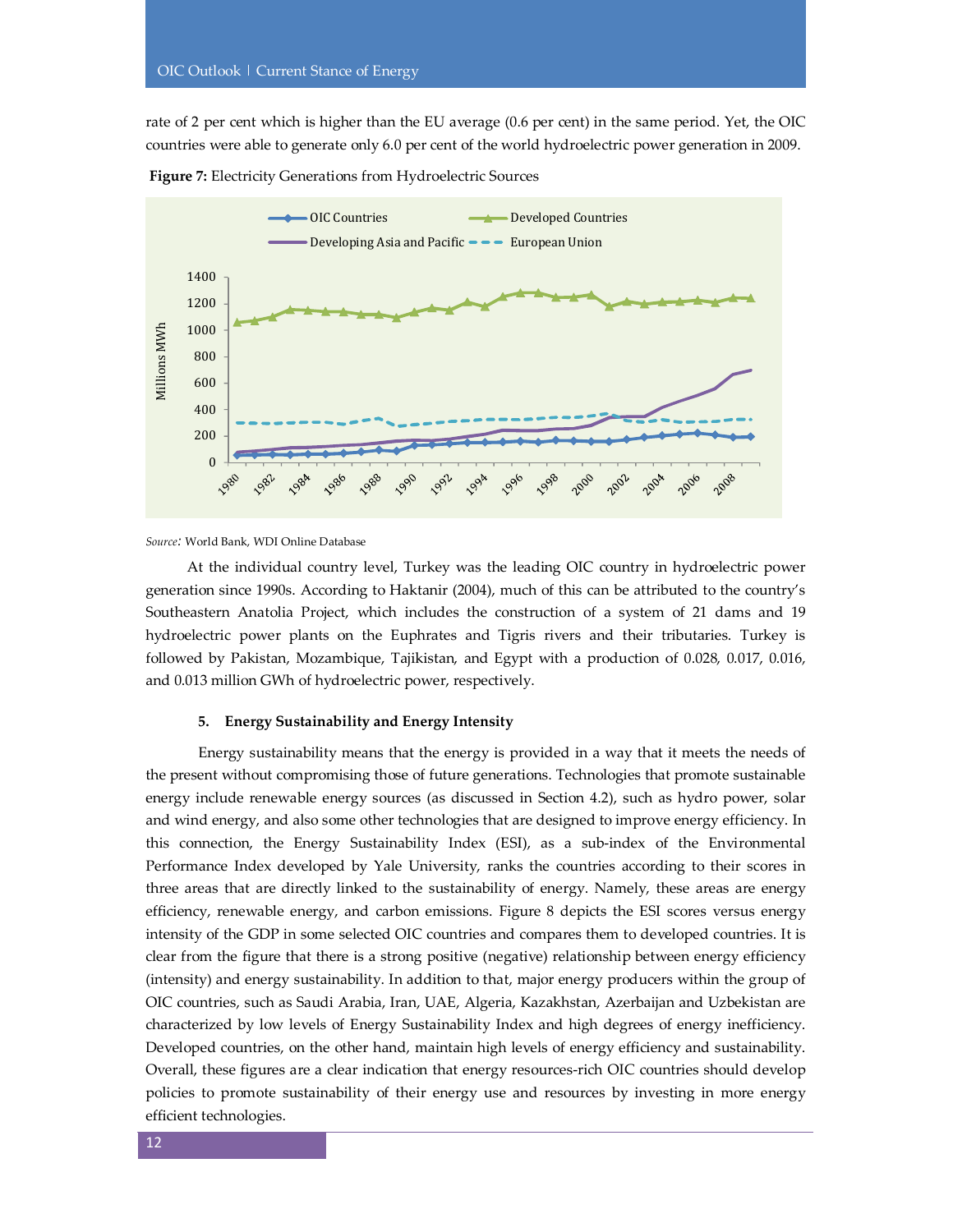rate of 2 per cent which is higher than the EU average (0.6 per cent) in the same period. Yet, the OIC countries were able to generate only 6.0 per cent of the world hydroelectric power generation in 2009.

**Figure 7:** Electricity Generations from Hydroelectric Sources

*Source:* World Bank, WDI Online Database

At the individual country level, Turkey was the leading OIC country in hydroelectric power generation since 1990s. According to Haktanir (2004), much of this can be attributed to the country's Southeastern Anatolia Project, which includes the construction of a system of 21 dams and 19 hydroelectric power plants on the Euphrates and Tigris rivers and their tributaries. Turkey is followed by Pakistan, Mozambique, Tajikistan, and Egypt with a production of 0.028, 0.017, 0.016, and 0.013 million GWh of hydroelectric power, respectively.

## 5. Energy Sustainability and Energy Intensity

Energy sustainability means that the energy is provided in a way that it meets the needs of the present without compromising those of future generations. Technologies that promote sustainable energy include renewable energy sources (as discussed in Section 4.2), such as hydro power, solar and wind energy, and also some other technologies that are designed to improve energy efficiency. In this connection, the Energy Sustainability Index (ESI), as a sub-index of the Environmental Performance Index developed by Yale University, ranks the countries according to their scores in three areas that are directly linked to the sustainability of energy. Namely, these areas are energy efficiency, renewable energy, and carbon emissions. Figure 8 depicts the ESI scores versus energy intensity of the GDP in some selected OIC countries and compares them to developed countries. It is clear from the figure that there is a strong positive (negative) relationship between energy efficiency (intensity) and energy sustainability. In addition to that, major energy producers within the group of OIC countries, such as Saudi Arabia, Iran, UAE, Algeria, Kazakhstan, Azerbaijan and Uzbekistan are characterized by low levels of Energy Sustainability Index and high degrees of energy inefficiency. Developed countries, on the other hand, maintain high levels of energy efficiency and sustainability. Overall, these figures are a clear indication that energy resources-rich OIC countries should develop policies to promote sustainability of their energy use and resources by investing in more energy efficient technologies.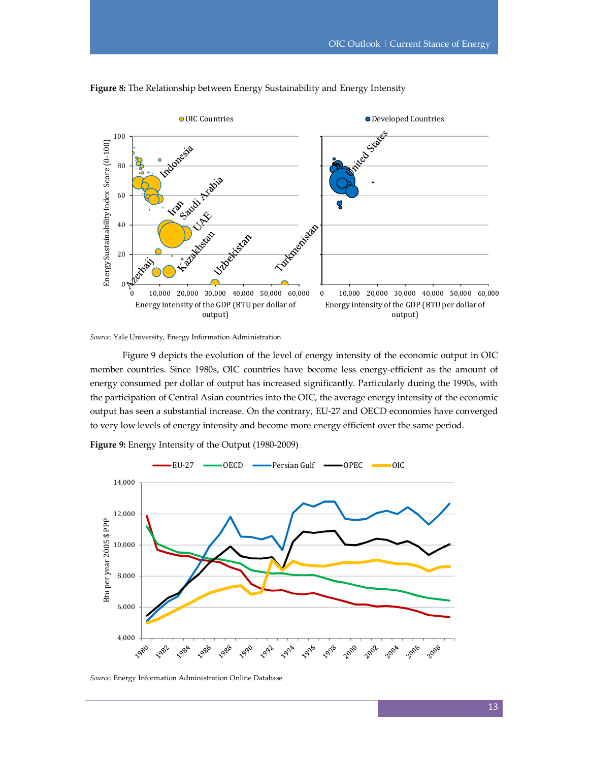**Figure 8:** The Relationship between Energy Sustainability and Energy Intensity

*Source:* Yale University, Energy Information Administration

Figure 9 depicts the evolution of the level of energy intensity of the economic output in OIC member countries. Since 1980s, OIC countries have become less energy-efficient as the amount of energy consumed per dollar of output has increased significantly. Particularly during the 1990s, with the participation of Central Asian countries into the OIC, the average energy intensity of the economic output has seen a substantial increase. On the contrary, EU-27 and OECD economies have converged to very low levels of energy intensity and become more energy efficient over the same period.

**Figure 9:** Energy Intensity of the Output (1980-2009)

*Source:* Energy Information Administration Online Database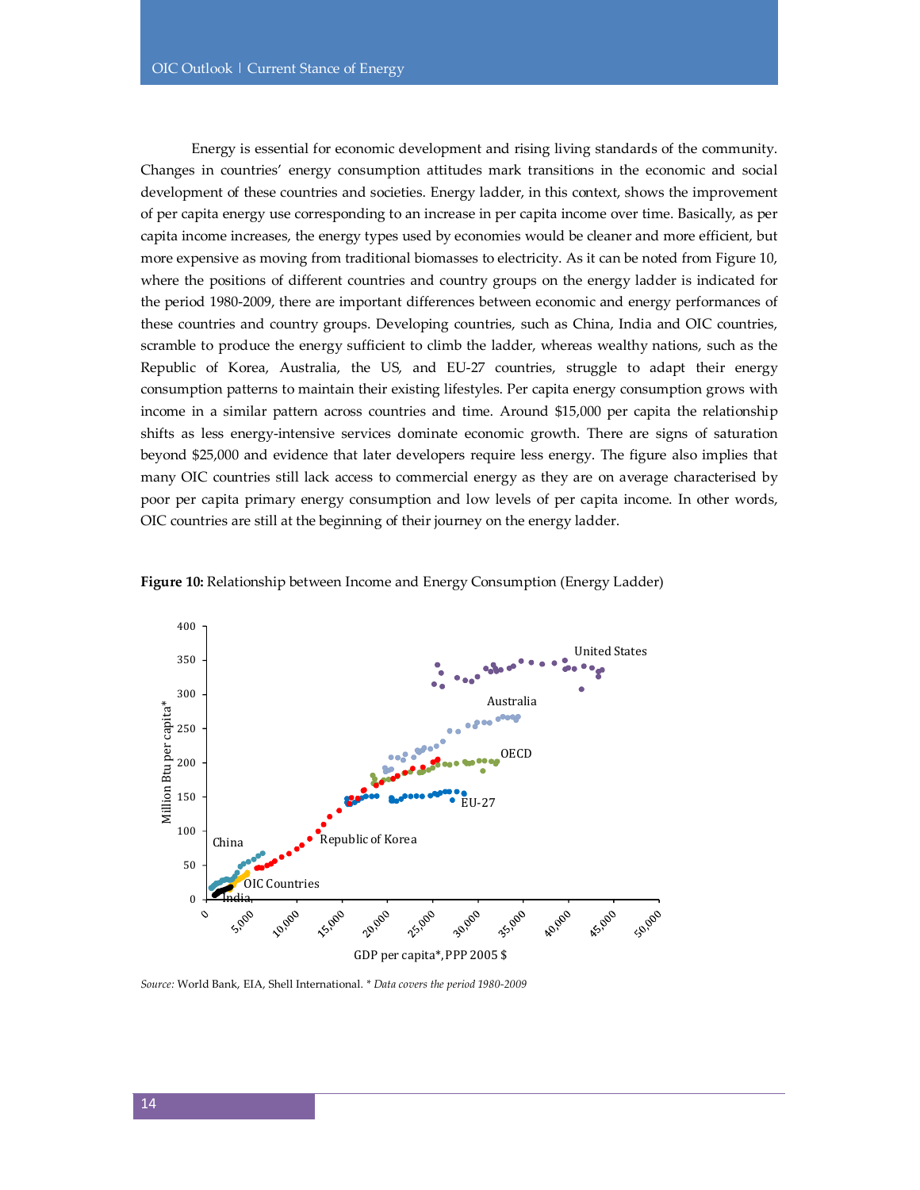Energy is essential for economic development and rising living standards of the community. Changes in countries' energy consumption attitudes mark transitions in the economic and social development of these countries and societies. Energy ladder, in this context, shows the improvement of per capita energy use corresponding to an increase in per capita income over time. Basically, as per capita income increases, the energy types used by economies would be cleaner and more efficient, but more expensive as moving from traditional biomasses to electricity. As it can be noted from Figure 10, where the positions of different countries and country groups on the energy ladder is indicated for the period 1980-2009, there are important differences between economic and energy performances of these countries and country groups. Developing countries, such as China, India and OIC countries, scramble to produce the energy sufficient to climb the ladder, whereas wealthy nations, such as the Republic of Korea, Australia, the US, and EU-27 countries, struggle to adapt their energy consumption patterns to maintain their existing lifestyles. Per capita energy consumption grows with income in a similar pattern across countries and time. Around $15,000 per capita the relationship shifts as less energy-intensive services dominate economic growth. There are signs of saturation beyond $25,000 and evidence that later developers require less energy. The figure also implies that many OIC countries still lack access to commercial energy as they are on average characterised by poor per capita primary energy consumption and low levels of per capita income. In other words, OIC countries are still at the beginning of their journey on the energy ladder.

**Figure 10:** Relationship between Income and Energy Consumption (Energy Ladder)

*Source:* World Bank, EIA, Shell International. *\* Data covers the period 1980-2009*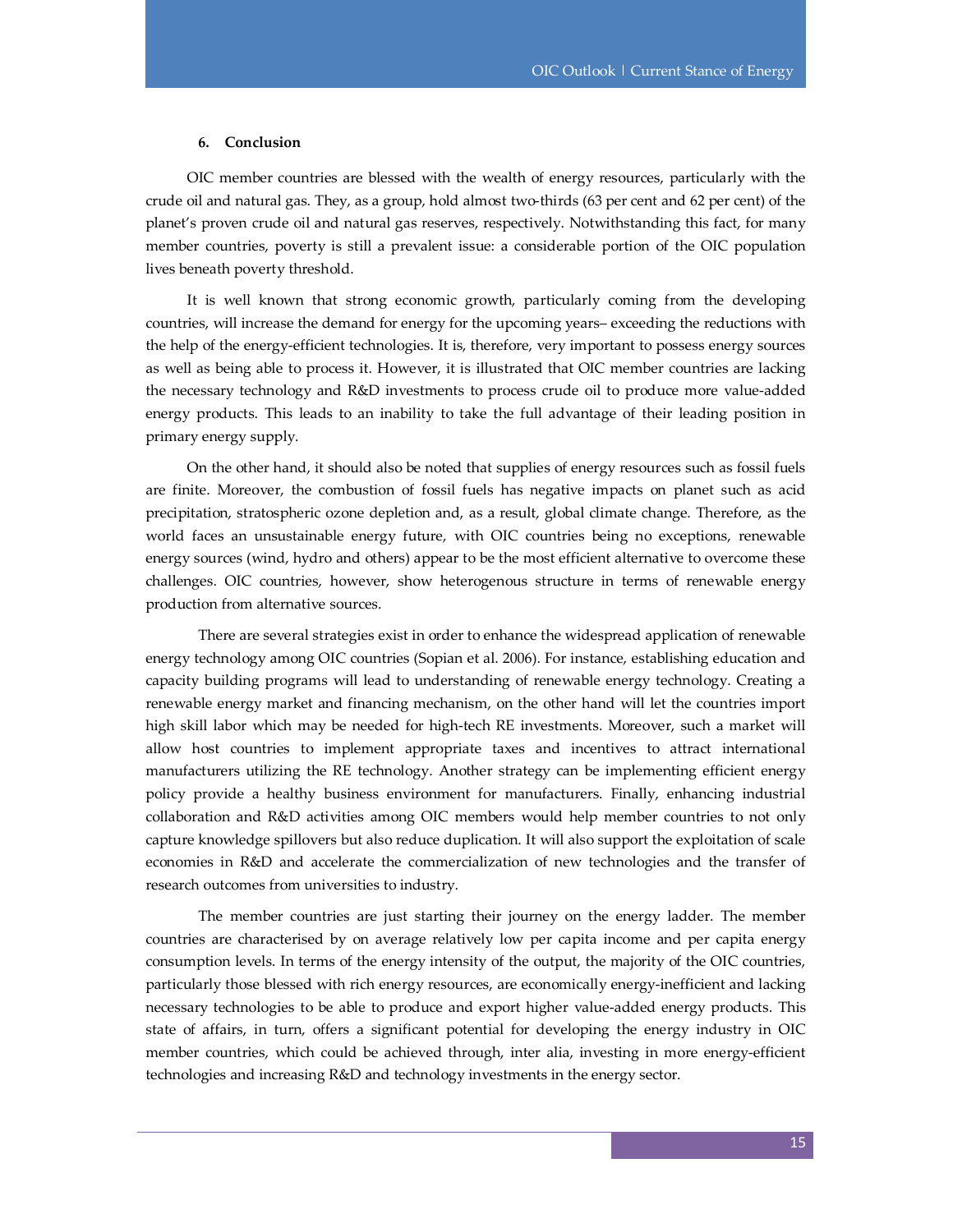## 6. Conclusion

OIC member countries are blessed with the wealth of energy resources, particularly with the crude oil and natural gas. They, as a group, hold almost two-thirds (63 per cent and 62 per cent) of the planet's proven crude oil and natural gas reserves, respectively. Notwithstanding this fact, for many member countries, poverty is still a prevalent issue: a considerable portion of the OIC population lives beneath poverty threshold.

It is well known that strong economic growth, particularly coming from the developing countries, will increase the demand for energy for the upcoming years– exceeding the reductions with the help of the energy-efficient technologies. It is, therefore, very important to possess energy sources as well as being able to process it. However, it is illustrated that OIC member countries are lacking the necessary technology and R&D investments to process crude oil to produce more value-added energy products. This leads to an inability to take the full advantage of their leading position in primary energy supply.

On the other hand, it should also be noted that supplies of energy resources such as fossil fuels are finite. Moreover, the combustion of fossil fuels has negative impacts on planet such as acid precipitation, stratospheric ozone depletion and, as a result, global climate change. Therefore, as the world faces an unsustainable energy future, with OIC countries being no exceptions, renewable energy sources (wind, hydro and others) appear to be the most efficient alternative to overcome these challenges. OIC countries, however, show heterogenous structure in terms of renewable energy production from alternative sources.

There are several strategies exist in order to enhance the widespread application of renewable energy technology among OIC countries (Sopian et al. 2006). For instance, establishing education and capacity building programs will lead to understanding of renewable energy technology. Creating a renewable energy market and financing mechanism, on the other hand will let the countries import high skill labor which may be needed for high-tech RE investments. Moreover, such a market will allow host countries to implement appropriate taxes and incentives to attract international manufacturers utilizing the RE technology. Another strategy can be implementing efficient energy policy provide a healthy business environment for manufacturers. Finally, enhancing industrial collaboration and R&D activities among OIC members would help member countries to not only capture knowledge spillovers but also reduce duplication. It will also support the exploitation of scale economies in R&D and accelerate the commercialization of new technologies and the transfer of research outcomes from universities to industry.

The member countries are just starting their journey on the energy ladder. The member countries are characterised by on average relatively low per capita income and per capita energy consumption levels. In terms of the energy intensity of the output, the majority of the OIC countries, particularly those blessed with rich energy resources, are economically energy-inefficient and lacking necessary technologies to be able to produce and export higher value-added energy products. This state of affairs, in turn, offers a significant potential for developing the energy industry in OIC member countries, which could be achieved through, inter alia, investing in more energy-efficient technologies and increasing R&D and technology investments in the energy sector.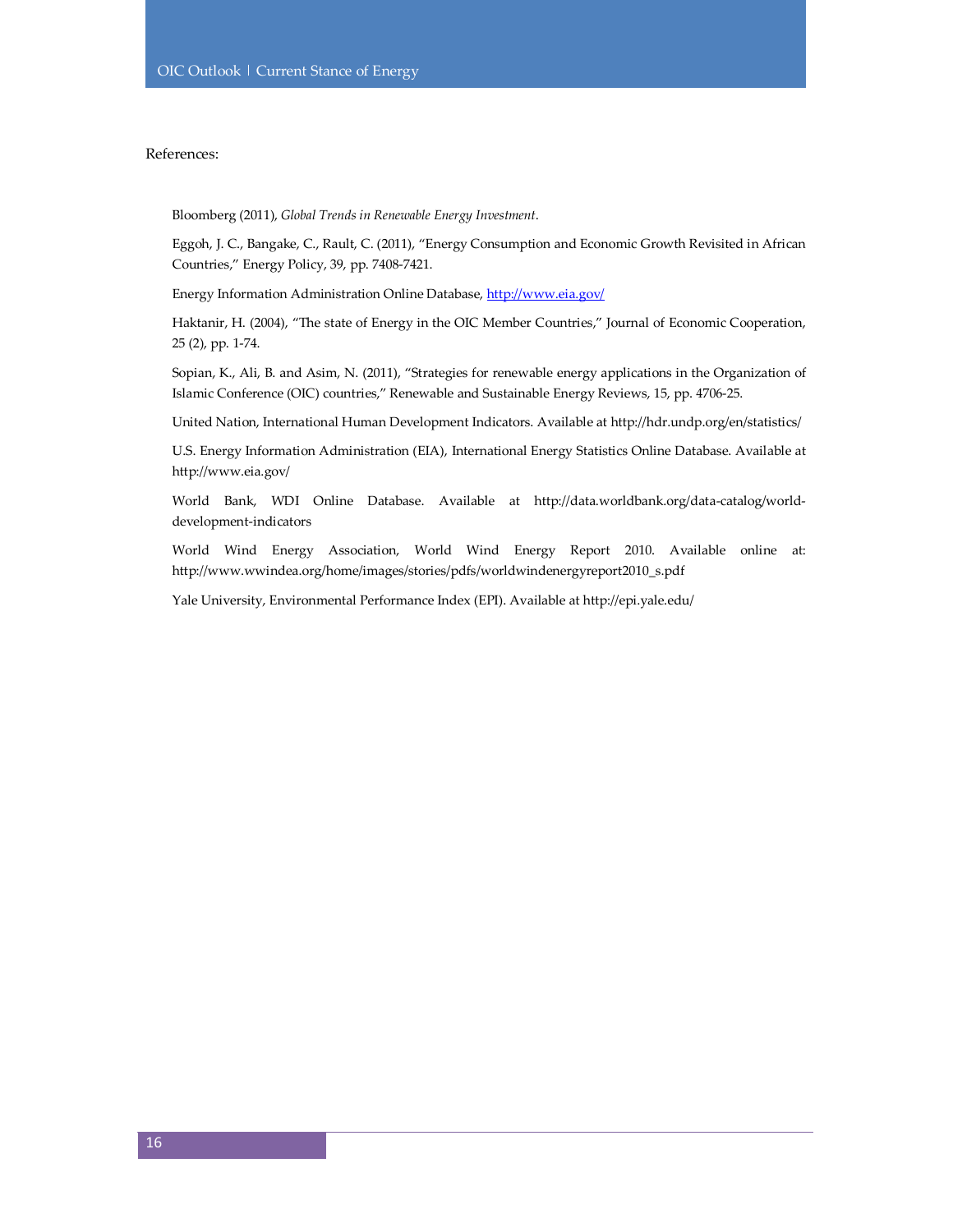References:

Bloomberg (2011), *Global Trends in Renewable Energy Investment*.

Eggoh, J. C., Bangake, C., Rault, C. (2011), "Energy Consumption and Economic Growth Revisited in African Countries," Energy Policy, 39, pp. 7408-7421.

Energy Information Administration Online Database, http://www.eia.gov/

Haktanir, H. (2004), "The state of Energy in the OIC Member Countries," Journal of Economic Cooperation, 25 (2), pp. 1-74.

Sopian, K., Ali, B. and Asim, N. (2011), "Strategies for renewable energy applications in the Organization of Islamic Conference (OIC) countries," Renewable and Sustainable Energy Reviews, 15, pp. 4706-25.

United Nation, International Human Development Indicators. Available at http://hdr.undp.org/en/statistics/

U.S. Energy Information Administration (EIA), International Energy Statistics Online Database. Available at http://www.eia.gov/

World Bank, WDI Online Database. Available at http://data.worldbank.org/data-catalog/world-development-indicators

World Wind Energy Association, World Wind Energy Report 2010. Available online at: http://www.wwindea.org/home/images/stories/pdfs/worldwindenergyreport2010_s.pdf

Yale University, Environmental Performance Index (EPI). Available at http://epi.yale.edu/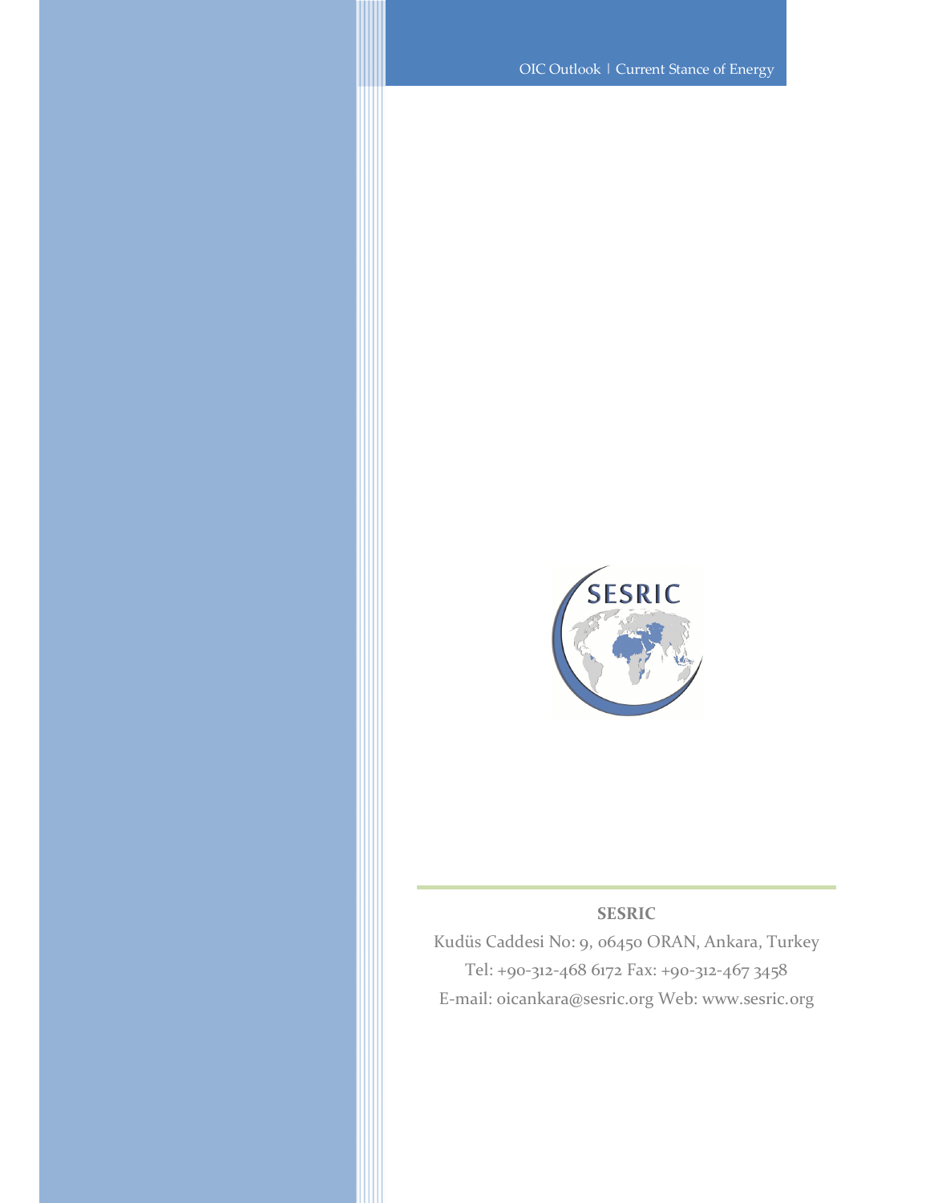**SESRIC**

Kudüs Caddesi No: 9, 06450 ORAN, Ankara, Turkey

Tel: +90-312-468 6172 Fax: +90-312-467 3458

E-mail: oicankara@sesric.org Web: www.sesric.org